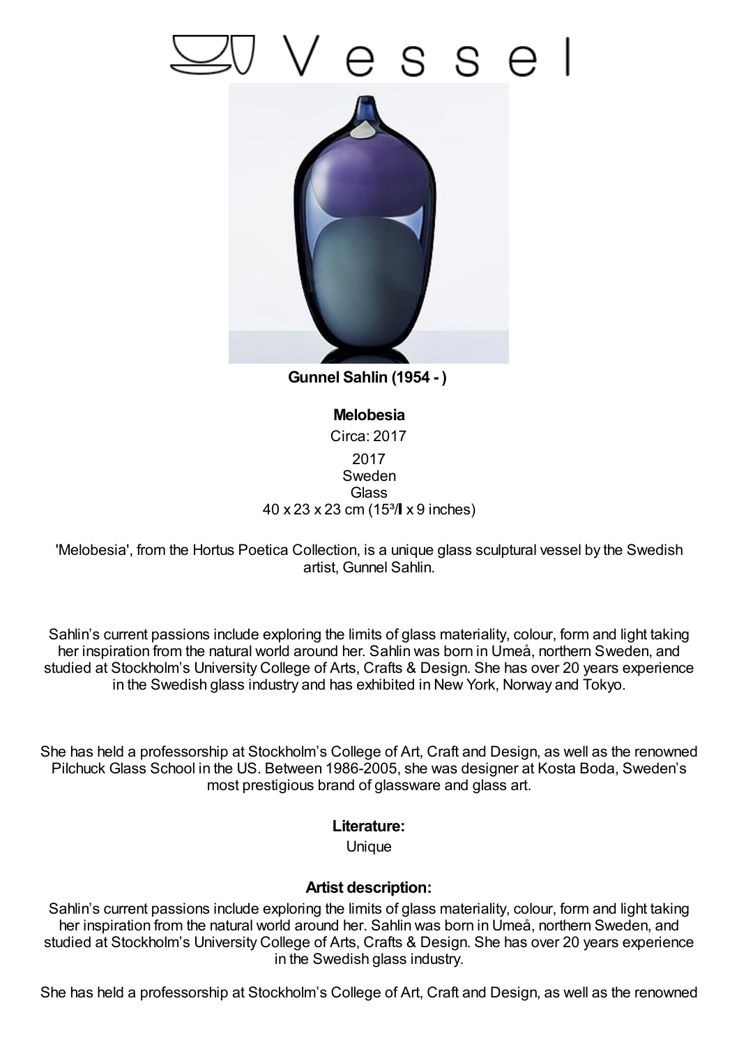# Vessel

**Gunnel Sahlin (1954 - )**

**Melobesia**

Circa: 2017

2017
Sweden
Glass
40 x 23 x 23 cm (15³/ x 9 inches)

'Melobesia', from the Hortus Poetica Collection, is a unique glass sculptural vessel by the Swedish artist, Gunnel Sahlin.

Sahlin's current passions include exploring the limits of glass materiality, colour, form and light taking her inspiration from the natural world around her. Sahlin was born in Umeå, northern Sweden, and studied at Stockholm's University College of Arts, Crafts & Design. She has over 20 years experience in the Swedish glass industry and has exhibited in New York, Norway and Tokyo.

She has held a professorship at Stockholm's College of Art, Craft and Design, as well as the renowned Pilchuck Glass School in the US. Between 1986-2005, she was designer at Kosta Boda, Sweden's most prestigious brand of glassware and glass art.

**Literature:**

Unique

**Artist description:**

Sahlin's current passions include exploring the limits of glass materiality, colour, form and light taking her inspiration from the natural world around her. Sahlin was born in Umeå, northern Sweden, and studied at Stockholm's University College of Arts, Crafts & Design. She has over 20 years experience in the Swedish glass industry.

She has held a professorship at Stockholm's College of Art, Craft and Design, as well as the renowned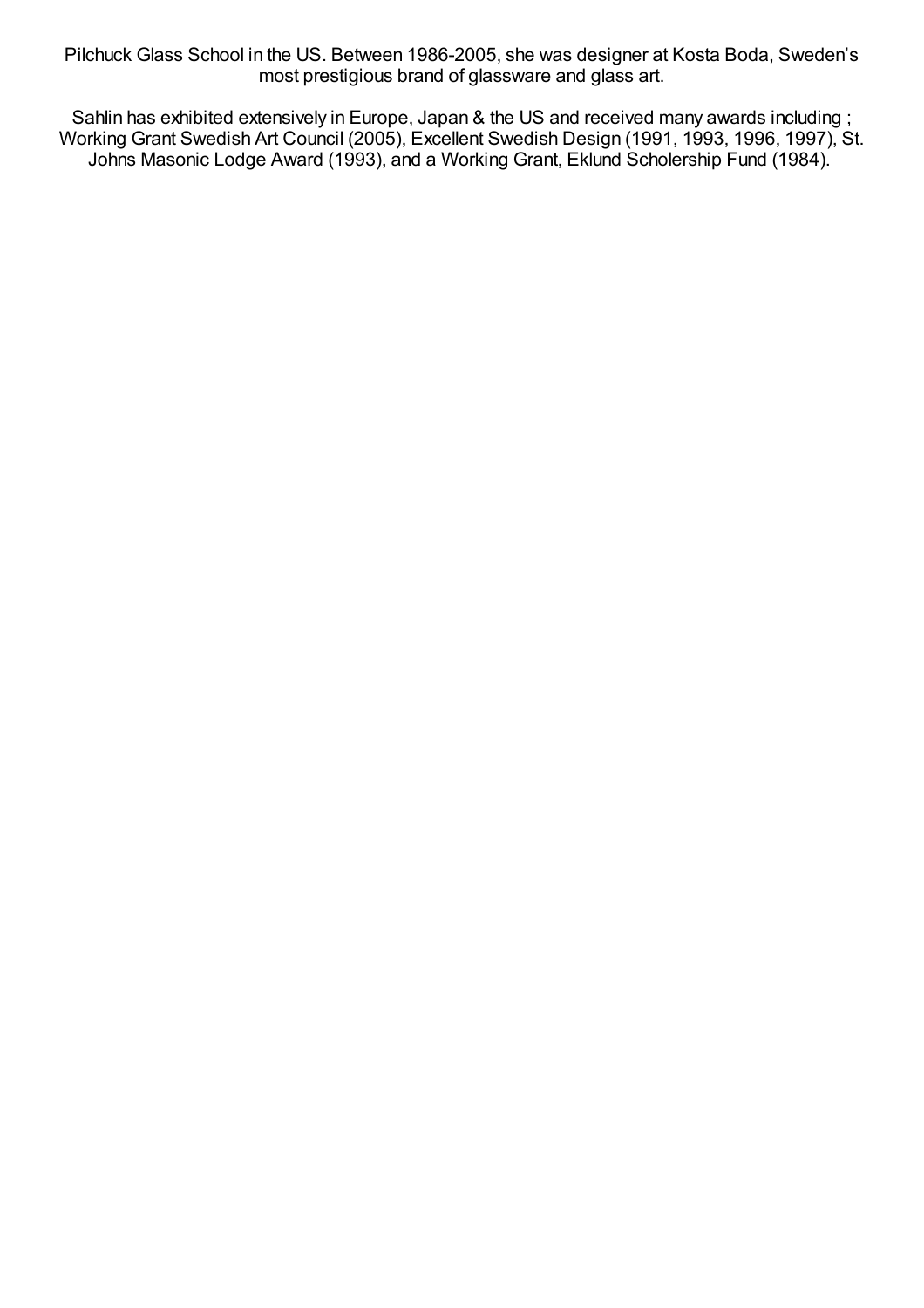Pilchuck Glass School in the US. Between 1986-2005, she was designer at Kosta Boda, Sweden's most prestigious brand of glassware and glass art.

Sahlin has exhibited extensively in Europe, Japan & the US and received many awards including ; Working Grant Swedish Art Council (2005), Excellent Swedish Design (1991, 1993, 1996, 1997), St. Johns Masonic Lodge Award (1993), and a Working Grant, Eklund Scholership Fund (1984).